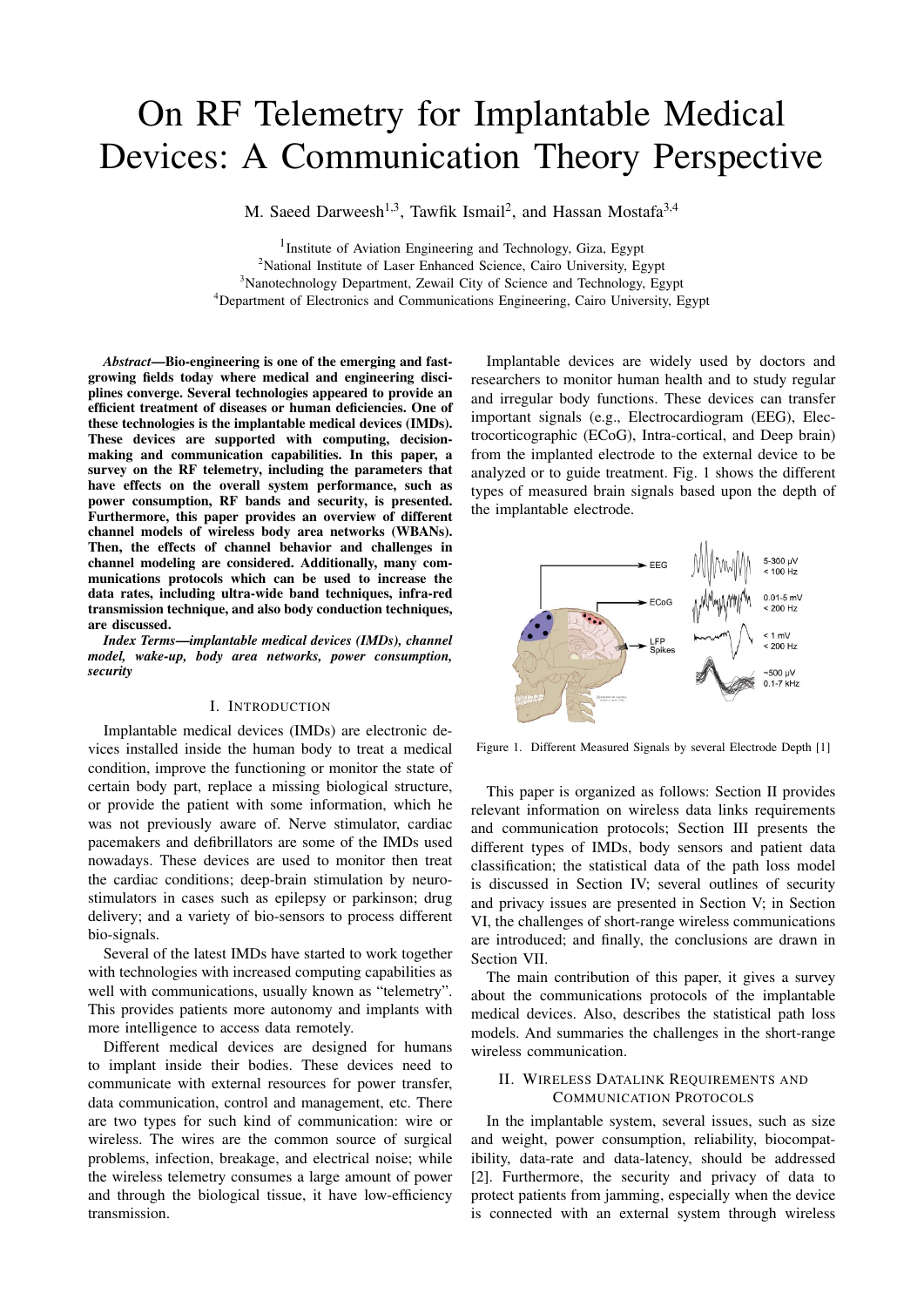# On RF Telemetry for Implantable Medical Devices: A Communication Theory Perspective

M. Saeed Darweesh[1,3], Tawfik Ismail[2], and Hassan Mostafa[3,4]

[1]Institute of Aviation Engineering and Technology, Giza, Egypt
[2]National Institute of Laser Enhanced Science, Cairo University, Egypt
[3]Nanotechnology Department, Zewail City of Science and Technology, Egypt
[4]Department of Electronics and Communications Engineering, Cairo University, Egypt

***Abstract*—Bio-engineering is one of the emerging and fast-growing fields today where medical and engineering disciplines converge. Several technologies appeared to provide an efficient treatment of diseases or human deficiencies. One of these technologies is the implantable medical devices (IMDs). These devices are supported with computing, decision-making and communication capabilities. In this paper, a survey on the RF telemetry, including the parameters that have effects on the overall system performance, such as power consumption, RF bands and security, is presented. Furthermore, this paper provides an overview of different channel models of wireless body area networks (WBANs). Then, the effects of channel behavior and challenges in channel modeling are considered. Additionally, many communications protocols which can be used to increase the data rates, including ultra-wide band techniques, infra-red transmission technique, and also body conduction techniques, are discussed.**

***Index Terms*—*implantable medical devices (IMDs), channel model, wake-up, body area networks, power consumption, security***

## I. Introduction

Implantable medical devices (IMDs) are electronic devices installed inside the human body to treat a medical condition, improve the functioning or monitor the state of certain body part, replace a missing biological structure, or provide the patient with some information, which he was not previously aware of. Nerve stimulator, cardiac pacemakers and defibrillators are some of the IMDs used nowadays. These devices are used to monitor then treat the cardiac conditions; deep-brain stimulation by neuro-stimulators in cases such as epilepsy or parkinson; drug delivery; and a variety of bio-sensors to process different bio-signals.

Several of the latest IMDs have started to work together with technologies with increased computing capabilities as well with communications, usually known as "telemetry". This provides patients more autonomy and implants with more intelligence to access data remotely.

Different medical devices are designed for humans to implant inside their bodies. These devices need to communicate with external resources for power transfer, data communication, control and management, etc. There are two types for such kind of communication: wire or wireless. The wires are the common source of surgical problems, infection, breakage, and electrical noise; while the wireless telemetry consumes a large amount of power and through the biological tissue, it have low-efficiency transmission.

Implantable devices are widely used by doctors and researchers to monitor human health and to study regular and irregular body functions. These devices can transfer important signals (e.g., Electrocardiogram (EEG), Electrocorticographic (ECoG), Intra-cortical, and Deep brain) from the implanted electrode to the external device to be analyzed or to guide treatment. Fig. 1 shows the different types of measured brain signals based upon the depth of the implanted electrode.

Figure 1. Different Measured Signals by several Electrode Depth [1]

This paper is organized as follows: Section II provides relevant information on wireless data links requirements and communication protocols; Section III presents the different types of IMDs, body sensors and patient data classification; the statistical data of the path loss model is discussed in Section IV; several outlines of security and privacy issues are presented in Section V; in Section VI, the challenges of short-range wireless communications are introduced; and finally, the conclusions are drawn in Section VII.

The main contribution of this paper, it gives a survey about the communications protocols of the implantable medical devices. Also, describes the statistical path loss models. And summaries the challenges in the short-range wireless communication.

## II. Wireless Datalink Requirements and Communication Protocols

In the implantable system, several issues, such as size and weight, power consumption, reliability, biocompatibility, data-rate and data-latency, should be addressed [2]. Furthermore, the security and privacy of data to protect patients from jamming, especially when the device is connected with an external system through wireless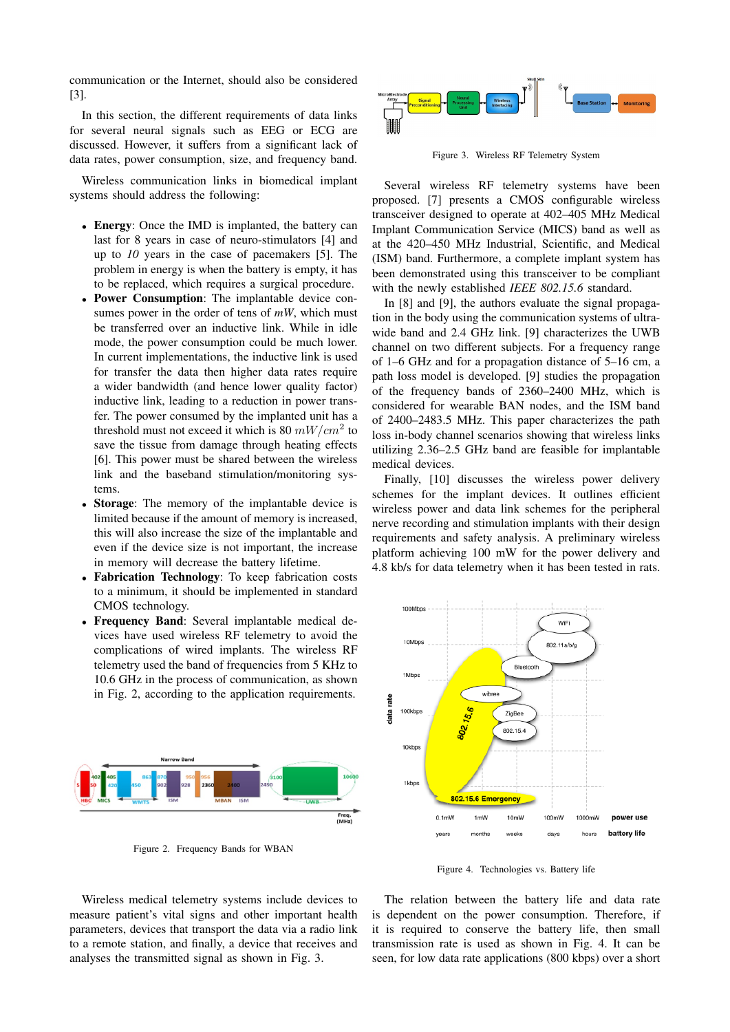communication or the Internet, should also be considered [3].

In this section, the different requirements of data links for several neural signals such as EEG or ECG are discussed. However, it suffers from a significant lack of data rates, power consumption, size, and frequency band.

Wireless communication links in biomedical implant systems should address the following:

- **Energy**: Once the IMD is implanted, the battery can last for 8 years in case of neuro-stimulators [4] and up to *10* years in the case of pacemakers [5]. The problem in energy is when the battery is empty, it has to be replaced, which requires a surgical procedure.
- **Power Consumption**: The implantable device consumes power in the order of tens of *mW*, which must be transferred over an inductive link. While in idle mode, the power consumption could be much lower. In current implementations, the inductive link is used for transfer the data then higher data rates require a wider bandwidth (and hence lower quality factor) inductive link, leading to a reduction in power transfer. The power consumed by the implanted unit has a threshold must not exceed it which is 80 $mW/cm^2$ to save the tissue from damage through heating effects [6]. This power must be shared between the wireless link and the baseband stimulation/monitoring systems.
- **Storage**: The memory of the implantable device is limited because if the amount of memory is increased, this will also increase the size of the implantable and even if the device size is not important, the increase in memory will decrease the battery lifetime.
- **Fabrication Technology**: To keep fabrication costs to a minimum, it should be implemented in standard CMOS technology.
- **Frequency Band**: Several implantable medical devices have used wireless RF telemetry to avoid the complications of wired implants. The wireless RF telemetry used the band of frequencies from 5 KHz to 10.6 GHz in the process of communication, as shown in Fig. 2, according to the application requirements.

Figure 2. Frequency Bands for WBAN

Wireless medical telemetry systems include devices to measure patient's vital signs and other important health parameters, devices that transport the data via a radio link to a remote station, and finally, a device that receives and analyses the transmitted signal as shown in Fig. 3.

Figure 3. Wireless RF Telemetry System

Several wireless RF telemetry systems have been proposed. [7] presents a CMOS configurable wireless transceiver designed to operate at 402–405 MHz Medical Implant Communication Service (MICS) band as well as at the 420–450 MHz Industrial, Scientific, and Medical (ISM) band. Furthermore, a complete implant system has been demonstrated using this transceiver to be compliant with the newly established *IEEE 802.15.6* standard.

In [8] and [9], the authors evaluate the signal propagation in the body using the communication systems of ultra-wide band and 2.4 GHz link. [9] characterizes the UWB channel on two different subjects. For a frequency range of 1–6 GHz and for a propagation distance of 5–16 cm, a path loss model is developed. [9] studies the propagation of the frequency bands of 2360–2400 MHz, which is considered for wearable BAN nodes, and the ISM band of 2400–2483.5 MHz. This paper characterizes the path loss in-body channel scenarios showing that wireless links utilizing 2.36–2.5 GHz band are feasible for implantable medical devices.

Finally, [10] discusses the wireless power delivery schemes for the implant devices. It outlines efficient wireless power and data link schemes for the peripheral nerve recording and stimulation implants with their design requirements and safety analysis. A preliminary wireless platform achieving 100 mW for the power delivery and 4.8 kb/s for data telemetry when it has been tested in rats.

Figure 4. Technologies vs. Battery life

The relation between the battery life and data rate is dependent on the power consumption. Therefore, if it is required to conserve the battery life, then small transmission rate is used as shown in Fig. 4. It can be seen, for low data rate applications (800 kbps) over a short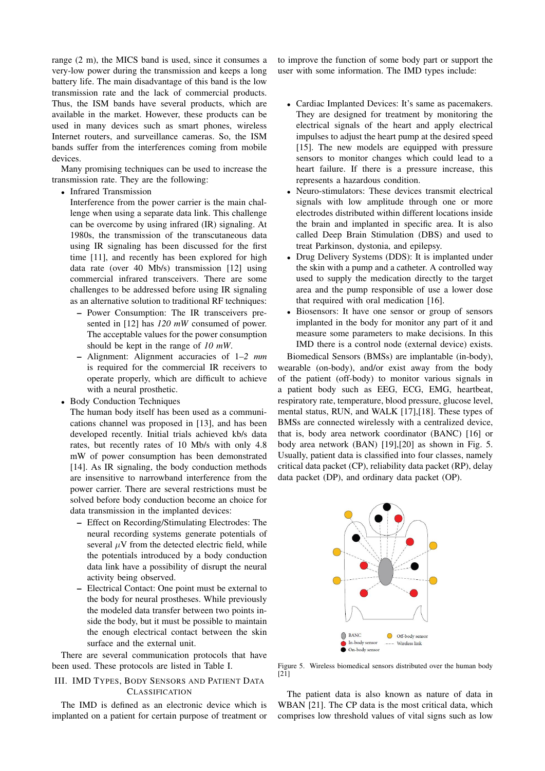range (2 m), the MICS band is used, since it consumes a very-low power during the transmission and keeps a long battery life. The main disadvantage of this band is the low transmission rate and the lack of commercial products. Thus, the ISM bands have several products, which are available in the market. However, these products can be used in many devices such as smart phones, wireless Internet routers, and surveillance cameras. So, the ISM bands suffer from the interferences coming from mobile devices.

Many promising techniques can be used to increase the transmission rate. They are the following:

- Infrared Transmission
  Interference from the power carrier is the main challenge when using a separate data link. This challenge can be overcome by using infrared (IR) signaling. At 1980s, the transmission of the transcutaneous data using IR signaling has discussed for the first time [11], and recently has been explored for high data rate (over 40 Mb/s) transmission [12] using commercial infrared transceivers. There are some challenges to be addressed before using IR signaling as an alternative solution to traditional RF techniques:
  - Power Consumption: The IR transceivers presented in [12] has *120 mW* consumed of power. The acceptable values for the power consumption should be kept in the range of *10 mW*.
  - Alignment: Alignment accuracies of 1–*2 mm* is required for the commercial IR receivers to operate properly, which are difficult to achieve with a neural prosthetic.
- Body Conduction Techniques
  The human body itself has been used as a communications channel was proposed in [13], and has been developed recently. Initial trials achieved kb/s data rates, but recently rates of 10 Mb/s with only 4.8 mW of power consumption has been demonstrated [14]. As IR signaling, the body conduction methods are insensitive to narrowband interference from the power carrier. There are several restrictions must be solved before body conduction become an choice for data transmission in the implanted devices:
  - Effect on Recording/Stimulating Electrodes: The neural recording systems generate potentials of several $\mu$V from the detected electric field, while the potentials introduced by a body conduction data link have a possibility of disrupt the neural activity being observed.
  - Electrical Contact: One point must be external to the body for neural prostheses. While previously the modeled data transfer between two points inside the body, but it must be possible to maintain the enough electrical contact between the skin surface and the external unit.

There are several communication protocols that have been used. These protocols are listed in Table I.

## III. IMD Types, Body Sensors and Patient Data Classification

The IMD is defined as an electronic device which is implanted on a patient for certain purpose of treatment or to improve the function of some body part or support the user with some information. The IMD types include:

- Cardiac Implanted Devices: It's same as pacemakers. They are designed for treatment by monitoring the electrical signals of the heart and apply electrical impulses to adjust the heart pump at the desired speed [15]. The new models are equipped with pressure sensors to monitor changes which could lead to a heart failure. If there is a pressure increase, this represents a hazardous condition.
- Neuro-stimulators: These devices transmit electrical signals with low amplitude through one or more electrodes distributed within different locations inside the brain and implanted in specific area. It is also called Deep Brain Stimulation (DBS) and used to treat Parkinson, dystonia, and epilepsy.
- Drug Delivery Systems (DDS): It is implanted under the skin with a pump and a catheter. A controlled way used to supply the medication directly to the target area and the pump responsible of use a lower dose that required with oral medication [16].
- Biosensors: It have one sensor or group of sensors implanted in the body for monitor any part of it and measure some parameters to make decisions. In this IMD there is a control node (external device) exists.

Biomedical Sensors (BMSs) are implantable (in-body), wearable (on-body), and/or exist away from the body of the patient (off-body) to monitor various signals in a patient body such as EEG, ECG, EMG, heartbeat, respiratory rate, temperature, blood pressure, glucose level, mental status, RUN, and WALK [17],[18]. These types of BMSs are connected wirelessly with a centralized device, that is, body area network coordinator (BANC) [16] or body area network (BAN) [19],[20] as shown in Fig. 5. Usually, patient data is classified into four classes, namely critical data packet (CP), reliability data packet (RP), delay data packet (DP), and ordinary data packet (OP).

BANC
In-body sensor
On-body sensor
Off-body sensor
Wireless link

Figure 5. Wireless biomedical sensors distributed over the human body [21]

The patient data is also known as nature of data in WBAN [21]. The CP data is the most critical data, which comprises low threshold values of vital signs such as low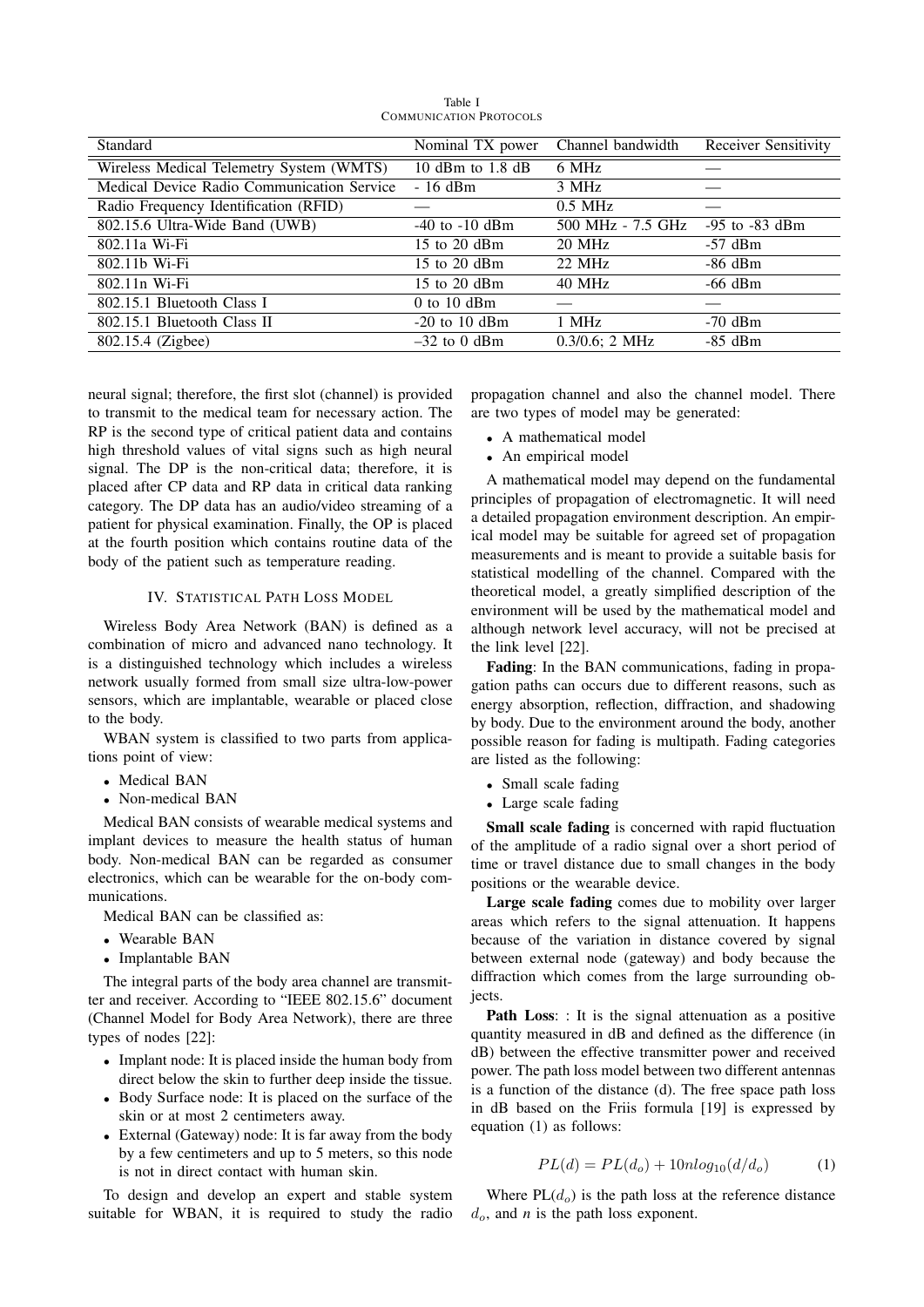Table I
COMMUNICATION PROTOCOLS

| Standard | Nominal TX power | Channel bandwidth | Receiver Sensitivity |
|---|---|---|---|
| Wireless Medical Telemetry System (WMTS) | 10 dBm to 1.8 dB | 6 MHz | — |
| Medical Device Radio Communication Service | - 16 dBm | 3 MHz | — |
| Radio Frequency Identification (RFID) | — | 0.5 MHz | — |
| 802.15.6 Ultra-Wide Band (UWB) | -40 to -10 dBm | 500 MHz - 7.5 GHz | -95 to -83 dBm |
| 802.11a Wi-Fi | 15 to 20 dBm | 20 MHz | -57 dBm |
| 802.11b Wi-Fi | 15 to 20 dBm | 22 MHz | -86 dBm |
| 802.11n Wi-Fi | 15 to 20 dBm | 40 MHz | -66 dBm |
| 802.15.1 Bluetooth Class I | 0 to 10 dBm | — | — |
| 802.15.1 Bluetooth Class II | -20 to 10 dBm | 1 MHz | -70 dBm |
| 802.15.4 (Zigbee) | –32 to 0 dBm | 0.3/0.6; 2 MHz | -85 dBm |

neural signal; therefore, the first slot (channel) is provided to transmit to the medical team for necessary action. The RP is the second type of critical patient data and contains high threshold values of vital signs such as high neural signal. The DP is the non-critical data; therefore, it is placed after CP data and RP data in critical data ranking category. The DP data has an audio/video streaming of a patient for physical examination. Finally, the OP is placed at the fourth position which contains routine data of the body of the patient such as temperature reading.

## IV. STATISTICAL PATH LOSS MODEL

Wireless Body Area Network (BAN) is defined as a combination of micro and advanced nano technology. It is a distinguished technology which includes a wireless network usually formed from small size ultra-low-power sensors, which are implantable, wearable or placed close to the body.

WBAN system is classified to two parts from applications point of view:

- Medical BAN
- Non-medical BAN

Medical BAN consists of wearable medical systems and implant devices to measure the health status of human body. Non-medical BAN can be regarded as consumer electronics, which can be wearable for the on-body communications.

Medical BAN can be classified as:

- Wearable BAN
- Implantable BAN

The integral parts of the body area channel are transmitter and receiver. According to "IEEE 802.15.6" document (Channel Model for Body Area Network), there are three types of nodes [22]:

- Implant node: It is placed inside the human body from direct below the skin to further deep inside the tissue.
- Body Surface node: It is placed on the surface of the skin or at most 2 centimeters away.
- External (Gateway) node: It is far away from the body by a few centimeters and up to 5 meters, so this node is not in direct contact with human skin.

To design and develop an expert and stable system suitable for WBAN, it is required to study the radio propagation channel and also the channel model. There are two types of model may be generated:

- A mathematical model
- An empirical model

A mathematical model may depend on the fundamental principles of propagation of electromagnetic. It will need a detailed propagation environment description. An empirical model may be suitable for agreed set of propagation measurements and is meant to provide a suitable basis for statistical modelling of the channel. Compared with the theoretical model, a greatly simplified description of the environment will be used by the mathematical model and although network level accuracy, will not be precised at the link level [22].

**Fading**: In the BAN communications, fading in propagation paths can occurs due to different reasons, such as energy absorption, reflection, diffraction, and shadowing by body. Due to the environment around the body, another possible reason for fading is multipath. Fading categories are listed as the following:

- Small scale fading
- Large scale fading

**Small scale fading** is concerned with rapid fluctuation of the amplitude of a radio signal over a short period of time or travel distance due to small changes in the body positions or the wearable device.

**Large scale fading** comes due to mobility over larger areas which refers to the signal attenuation. It happens because of the variation in distance covered by signal between external node (gateway) and body because the diffraction which comes from the large surrounding objects.

**Path Loss**: : It is the signal attenuation as a positive quantity measured in dB and defined as the difference (in dB) between the effective transmitter power and received power. The path loss model between two different antennas is a function of the distance (d). The free space path loss in dB based on the Friis formula [19] is expressed by equation (1) as follows:

$$PL(d) = PL(d_o) + 10nlog_{10}(d/d_o) \tag{1}$$

Where PL($d_o$) is the path loss at the reference distance $d_o$, and *n* is the path loss exponent.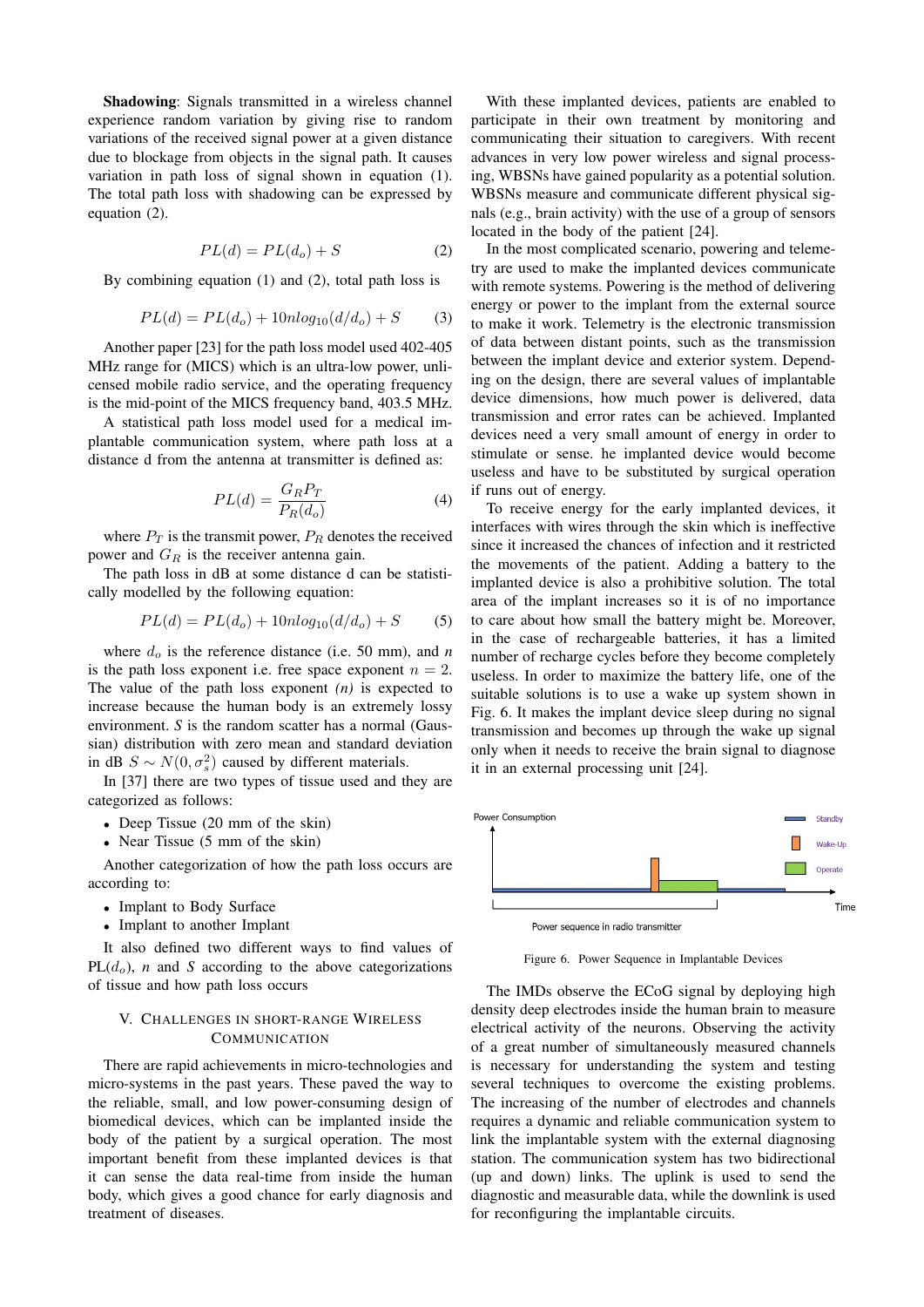**Shadowing**: Signals transmitted in a wireless channel experience random variation by giving rise to random variations of the received signal power at a given distance due to blockage from objects in the signal path. It causes variation in path loss of signal shown in equation (1). The total path loss with shadowing can be expressed by equation (2).

$$PL(d) = PL(d_o) + S \tag{2}$$

By combining equation (1) and (2), total path loss is

$$PL(d) = PL(d_o) + 10nlog_{10}(d/d_o) + S \tag{3}$$

Another paper [23] for the path loss model used 402-405 MHz range for (MICS) which is an ultra-low power, unlicensed mobile radio service, and the operating frequency is the mid-point of the MICS frequency band, 403.5 MHz.

A statistical path loss model used for a medical implantable communication system, where path loss at a distance d from the antenna at transmitter is defined as:

$$PL(d) = \frac{G_R P_T}{P_R(d_o)} \tag{4}$$

where $P_T$ is the transmit power, $P_R$ denotes the received power and $G_R$ is the receiver antenna gain.

The path loss in dB at some distance d can be statistically modelled by the following equation:

$$PL(d) = PL(d_o) + 10nlog_{10}(d/d_o) + S \tag{5}$$

where $d_o$ is the reference distance (i.e. 50 mm), and *n* is the path loss exponent i.e. free space exponent $n = 2$. The value of the path loss exponent *(n)* is expected to increase because the human body is an extremely lossy environment. *S* is the random scatter has a normal (Gaussian) distribution with zero mean and standard deviation in dB $S \sim N(0, \sigma_s^2)$ caused by different materials.

In [37] there are two types of tissue used and they are categorized as follows:

- Deep Tissue (20 mm of the skin)
- Near Tissue (5 mm of the skin)

Another categorization of how the path loss occurs are according to:

- Implant to Body Surface
- Implant to another Implant

It also defined two different ways to find values of $PL(d_o)$, *n* and *S* according to the above categorizations of tissue and how path loss occurs

## V. Challenges in Short-Range Wireless Communication

There are rapid achievements in micro-technologies and micro-systems in the past years. These paved the way to the reliable, small, and low power-consuming design of biomedical devices, which can be implanted inside the body of the patient by a surgical operation. The most important benefit from these implanted devices is that it can sense the data real-time from inside the human body, which gives a good chance for early diagnosis and treatment of diseases.

With these implanted devices, patients are enabled to participate in their own treatment by monitoring and communicating their situation to caregivers. With recent advances in very low power wireless and signal processing, WBSNs have gained popularity as a potential solution. WBSNs measure and communicate different physical signals (e.g., brain activity) with the use of a group of sensors located in the body of the patient [24].

In the most complicated scenario, powering and telemetry are used to make the implanted devices communicate with remote systems. Powering is the method of delivering energy or power to the implant from the external source to make it work. Telemetry is the electronic transmission of data between distant points, such as the transmission between the implant device and exterior system. Depending on the design, there are several values of implantable device dimensions, how much power is delivered, data transmission and error rates can be achieved. Implanted devices need a very small amount of energy in order to stimulate or sense. he implanted device would become useless and have to be substituted by surgical operation if runs out of energy.

To receive energy for the early implanted devices, it interfaces with wires through the skin which is ineffective since it increased the chances of infection and it restricted the movements of the patient. Adding a battery to the implanted device is also a prohibitive solution. The total area of the implant increases so it is of no importance to care about how small the battery might be. Moreover, in the case of rechargeable batteries, it has a limited number of recharge cycles before they become completely useless. In order to maximize the battery life, one of the suitable solutions is to use a wake up system shown in Fig. 6. It makes the implant device sleep during no signal transmission and becomes up through the wake up signal only when it needs to receive the brain signal to diagnose it in an external processing unit [24].

Power Consumption
Standby
Wake-Up
Operate
Time
Power sequence in radio transmitter

Figure 6. Power Sequence in Implantable Devices

The IMDs observe the ECoG signal by deploying high density deep electrodes inside the human brain to measure electrical activity of the neurons. Observing the activity of a great number of simultaneously measured channels is necessary for understanding the system and testing several techniques to overcome the existing problems. The increasing of the number of electrodes and channels requires a dynamic and reliable communication system to link the implantable system with the external diagnosing station. The communication system has two bidirectional (up and down) links. The uplink is used to send the diagnostic and measurable data, while the downlink is used for reconfiguring the implantable circuits.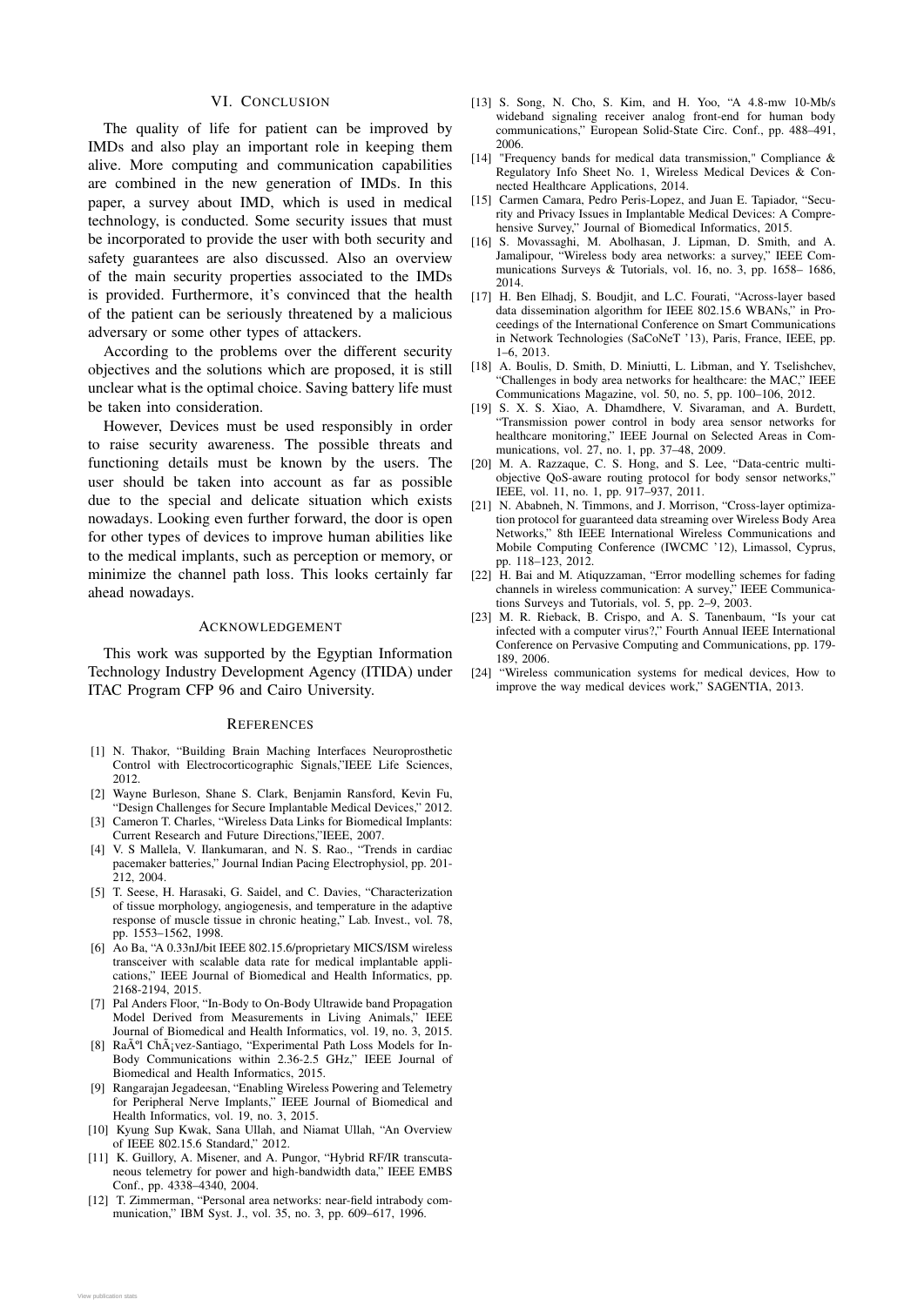## VI. Conclusion

The quality of life for patient can be improved by IMDs and also play an important role in keeping them alive. More computing and communication capabilities are combined in the new generation of IMDs. In this paper, a survey about IMD, which is used in medical technology, is conducted. Some security issues that must be incorporated to provide the user with both security and safety guarantees are also discussed. Also an overview of the main security properties associated to the IMDs is provided. Furthermore, it's convinced that the health of the patient can be seriously threatened by a malicious adversary or some other types of attackers.

According to the problems over the different security objectives and the solutions which are proposed, it is still unclear what is the optimal choice. Saving battery life must be taken into consideration.

However, Devices must be used responsibly in order to raise security awareness. The possible threats and functioning details must be known by the users. The user should be taken into account as far as possible due to the special and delicate situation which exists nowadays. Looking even further forward, the door is open for other types of devices to improve human abilities like to the medical implants, such as perception or memory, or minimize the channel path loss. This looks certainly far ahead nowadays.

### Acknowledgement

This work was supported by the Egyptian Information Technology Industry Development Agency (ITIDA) under ITAC Program CFP 96 and Cairo University.

### References

[1] N. Thakor, "Building Brain Maching Interfaces Neuroprosthetic Control with Electrocorticographic Signals,"IEEE Life Sciences, 2012.

[2] Wayne Burleson, Shane S. Clark, Benjamin Ransford, Kevin Fu, "Design Challenges for Secure Implantable Medical Devices," 2012.

[3] Cameron T. Charles, "Wireless Data Links for Biomedical Implants: Current Research and Future Directions,"IEEE, 2007.

[4] V. S Mallela, V. Ilankumaran, and N. S. Rao., "Trends in cardiac pacemaker batteries," Journal Indian Pacing Electrophysiol, pp. 201-212, 2004.

[5] T. Seese, H. Harasaki, G. Saidel, and C. Davies, "Characterization of tissue morphology, angiogenesis, and temperature in the adaptive response of muscle tissue in chronic heating," Lab. Invest., vol. 78, pp. 1553–1562, 1998.

[6] Ao Ba, "A 0.33nJ/bit IEEE 802.15.6/proprietary MICS/ISM wireless transceiver with scalable data rate for medical implantable applications," IEEE Journal of Biomedical and Health Informatics, pp. 2168-2194, 2015.

[7] Pal Anders Floor, "In-Body to On-Body Ultrawide band Propagation Model Derived from Measurements in Living Animals," IEEE Journal of Biomedical and Health Informatics, vol. 19, no. 3, 2015.

[8] RaÃºl ChÃ¡vez-Santiago, "Experimental Path Loss Models for In-Body Communications within 2.36-2.5 GHz," IEEE Journal of Biomedical and Health Informatics, 2015.

[9] Rangarajan Jegadeesan, "Enabling Wireless Powering and Telemetry for Peripheral Nerve Implants," IEEE Journal of Biomedical and Health Informatics, vol. 19, no. 3, 2015.

[10] Kyung Sup Kwak, Sana Ullah, and Niamat Ullah, "An Overview of IEEE 802.15.6 Standard," 2012.

[11] K. Guillory, A. Misener, and A. Pungor, "Hybrid RF/IR transcutaneous telemetry for power and high-bandwidth data," IEEE EMBS Conf., pp. 4338–4340, 2004.

[12] T. Zimmerman, "Personal area networks: near-field intrabody communication," IBM Syst. J., vol. 35, no. 3, pp. 609–617, 1996.

[13] S. Song, N. Cho, S. Kim, and H. Yoo, "A 4.8-mw 10-Mb/s wideband signaling receiver analog front-end for human body communications," European Solid-State Circ. Conf., pp. 488–491, 2006.

[14] "Frequency bands for medical data transmission," Compliance & Regulatory Info Sheet No. 1, Wireless Medical Devices & Connected Healthcare Applications, 2014.

[15] Carmen Camara, Pedro Peris-Lopez, and Juan E. Tapiador, "Security and Privacy Issues in Implantable Medical Devices: A Comprehensive Survey," Journal of Biomedical Informatics, 2015.

[16] S. Movassaghi, M. Abolhasan, J. Lipman, D. Smith, and A. Jamalipour, "Wireless body area networks: a survey," IEEE Communications Surveys & Tutorials, vol. 16, no. 3, pp. 1658– 1686, 2014.

[17] H. Ben Elhadj, S. Boudjit, and L.C. Fourati, "Across-layer based data dissemination algorithm for IEEE 802.15.6 WBANs," in Proceedings of the International Conference on Smart Communications in Network Technologies (SaCoNeT '13), Paris, France, IEEE, pp. 1–6, 2013.

[18] A. Boulis, D. Smith, D. Miniutti, L. Libman, and Y. Tselishchev, "Challenges in body area networks for healthcare: the MAC," IEEE Communications Magazine, vol. 50, no. 5, pp. 100–106, 2012.

[19] S. X. S. Xiao, A. Dhamdhere, V. Sivaraman, and A. Burdett, "Transmission power control in body area sensor networks for healthcare monitoring," IEEE Journal on Selected Areas in Communications, vol. 27, no. 1, pp. 37–48, 2009.

[20] M. A. Razzaque, C. S. Hong, and S. Lee, "Data-centric multiobjective QoS-aware routing protocol for body sensor networks," IEEE, vol. 11, no. 1, pp. 917–937, 2011.

[21] N. Ababneh, N. Timmons, and J. Morrison, "Cross-layer optimization protocol for guaranteed data streaming over Wireless Body Area Networks," 8th IEEE International Wireless Communications and Mobile Computing Conference (IWCMC '12), Limassol, Cyprus, pp. 118–123, 2012.

[22] H. Bai and M. Atiquzzaman, "Error modelling schemes for fading channels in wireless communication: A survey," IEEE Communications Surveys and Tutorials, vol. 5, pp. 2–9, 2003.

[23] M. R. Rieback, B. Crispo, and A. S. Tanenbaum, "Is your cat infected with a computer virus?," Fourth Annual IEEE International Conference on Pervasive Computing and Communications, pp. 179-189, 2006.

[24] "Wireless communication systems for medical devices, How to improve the way medical devices work," SAGENTIA, 2013.